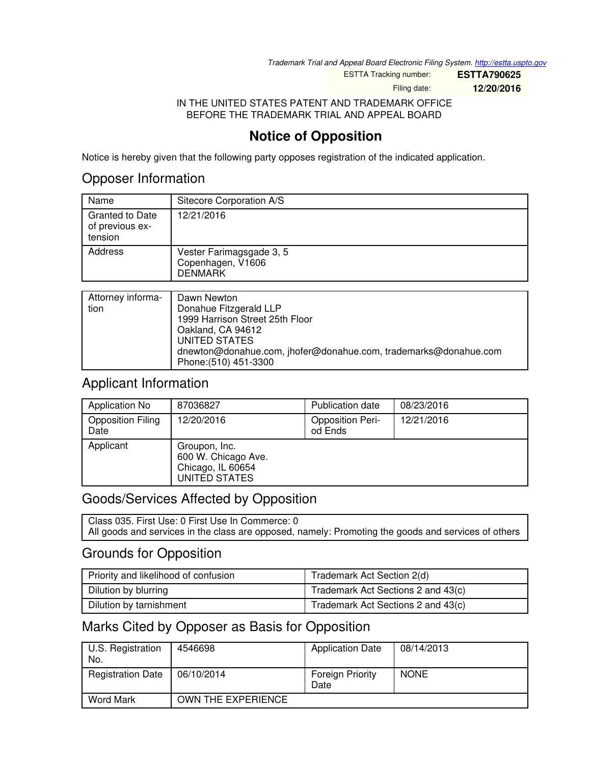*Trademark Trial and Appeal Board Electronic Filing System. http://estta.uspto.gov*

| | |
|---|---|
| ESTTA Tracking number: | **ESTTA790625** |
| Filing date: | **12/20/2016** |

IN THE UNITED STATES PATENT AND TRADEMARK OFFICE
BEFORE THE TRADEMARK TRIAL AND APPEAL BOARD

# Notice of Opposition

Notice is hereby given that the following party opposes registration of the indicated application.

## Opposer Information

| | |
|---|---|
| Name | Sitecore Corporation A/S |
| Granted to Date of previous extension | 12/21/2016 |
| Address | Vester Farimagsgade 3, 5<br>Copenhagen, V1606<br>DENMARK |

| | |
|---|---|
| Attorney information | Dawn Newton<br>Donahue Fitzgerald LLP<br>1999 Harrison Street 25th Floor<br>Oakland, CA 94612<br>UNITED STATES<br>dnewton@donahue.com, jhofer@donahue.com, trademarks@donahue.com<br>Phone:(510) 451-3300 |

## Applicant Information

| | | | |
|---|---|---|---|
| Application No | 87036827 | Publication date | 08/23/2016 |
| Opposition Filing Date | 12/20/2016 | Opposition Period Ends | 12/21/2016 |
| Applicant | Groupon, Inc.<br>600 W. Chicago Ave.<br>Chicago, IL 60654<br>UNITED STATES | | |

## Goods/Services Affected by Opposition

Class 035. First Use: 0 First Use In Commerce: 0
All goods and services in the class are opposed, namely: Promoting the goods and services of others

## Grounds for Opposition

| | |
|---|---|
| Priority and likelihood of confusion | Trademark Act Section 2(d) |
| Dilution by blurring | Trademark Act Sections 2 and 43(c) |
| Dilution by tarnishment | Trademark Act Sections 2 and 43(c) |

## Marks Cited by Opposer as Basis for Opposition

| | | | |
|---|---|---|---|
| U.S. Registration No. | 4546698 | Application Date | 08/14/2013 |
| Registration Date | 06/10/2014 | Foreign Priority Date | NONE |
| Word Mark | OWN THE EXPERIENCE | | |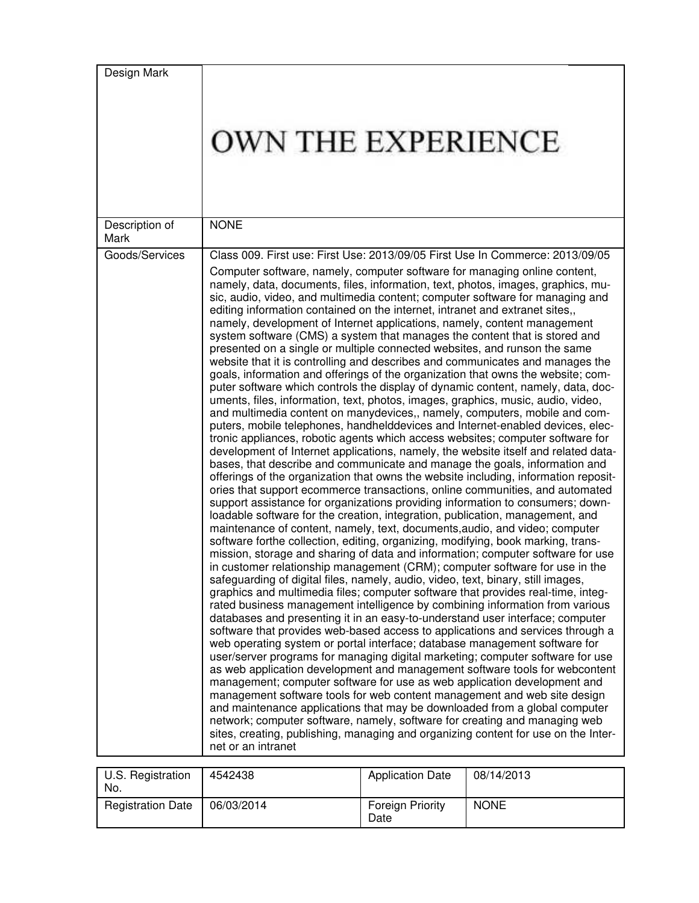| Design Mark | OWN THE EXPERIENCE |
|---|---|
| Description of Mark | NONE |
| Goods/Services | Class 009. First use: First Use: 2013/09/05 First Use In Commerce: 2013/09/05<br><br>Computer software, namely, computer software for managing online content, namely, data, documents, files, information, text, photos, images, graphics, music, audio, video, and multimedia content; computer software for managing and editing information contained on the internet, intranet and extranet sites,, namely, development of Internet applications, namely, content management system software (CMS) a system that manages the content that is stored and presented on a single or multiple connected websites, and runson the same website that it is controlling and describes and communicates and manages the goals, information and offerings of the organization that owns the website; computer software which controls the display of dynamic content, namely, data, documents, files, information, text, photos, images, graphics, music, audio, video, and multimedia content on manydevices,, namely, computers, mobile and computers, mobile telephones, handhelddevices and Internet-enabled devices, electronic appliances, robotic agents which access websites; computer software for development of Internet applications, namely, the website itself and related databases, that describe and communicate and manage the goals, information and offerings of the organization that owns the website including, information repositories that support ecommerce transactions, online communities, and automated support assistance for organizations providing information to consumers; downloadable software for the creation, integration, publication, management, and maintenance of content, namely, text, documents,audio, and video; computer software forthe collection, editing, organizing, modifying, book marking, transmission, storage and sharing of data and information; computer software for use in customer relationship management (CRM); computer software for use in the safeguarding of digital files, namely, audio, video, text, binary, still images, graphics and multimedia files; computer software that provides real-time, integrated business management intelligence by combining information from various databases and presenting it in an easy-to-understand user interface; computer software that provides web-based access to applications and services through a web operating system or portal interface; database management software for user/server programs for managing digital marketing; computer software for use as web application development and management software tools for webcontent management; computer software for use as web application development and management software tools for web content management and web site design and maintenance applications that may be downloaded from a global computer network; computer software, namely, software for creating and managing web sites, creating, publishing, managing and organizing content for use on the Internet or an intranet |

| U.S. Registration No. | 4542438 | Application Date | 08/14/2013 |
|---|---|---|---|
| Registration Date | 06/03/2014 | Foreign Priority Date | NONE |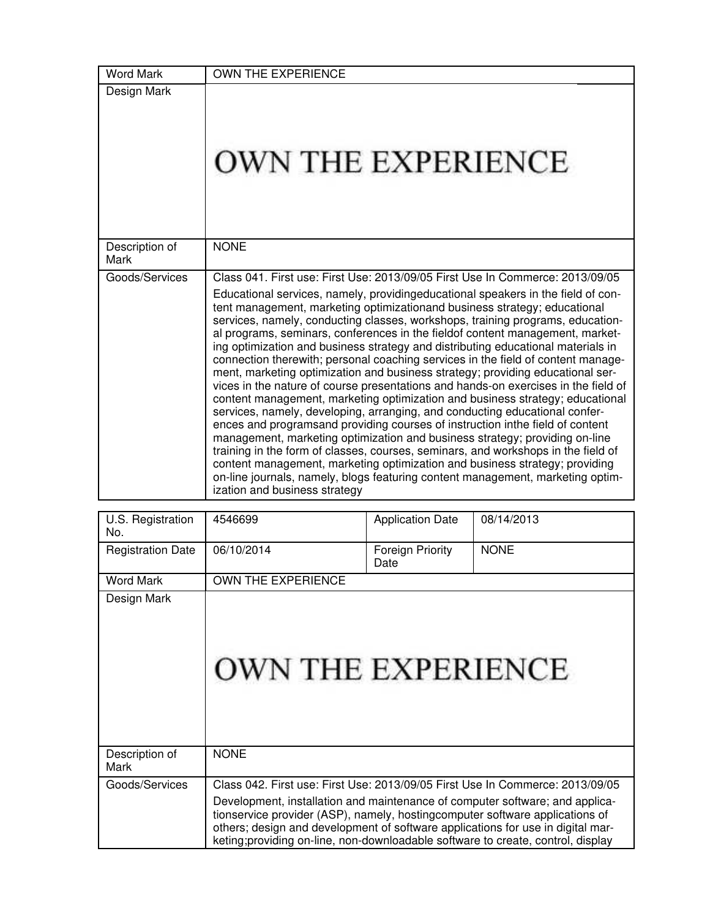| Word Mark | OWN THE EXPERIENCE |
|---|---|
| Design Mark | OWN THE EXPERIENCE |
| Description of Mark | NONE |
| Goods/Services | Class 041. First use: First Use: 2013/09/05 First Use In Commerce: 2013/09/05<br>Educational services, namely, providingeducational speakers in the field of content management, marketing optimizationand business strategy; educational services, namely, conducting classes, workshops, training programs, educational programs, seminars, conferences in the fieldof content management, marketing optimization and business strategy and distributing educational materials in connection therewith; personal coaching services in the field of content management, marketing optimization and business strategy; providing educational services in the nature of course presentations and hands-on exercises in the field of content management, marketing optimization and business strategy; educational services, namely, developing, arranging, and conducting educational conferences and programsand providing courses of instruction inthe field of content management, marketing optimization and business strategy; providing on-line training in the form of classes, courses, seminars, and workshops in the field of content management, marketing optimization and business strategy; providing on-line journals, namely, blogs featuring content management, marketing optimization and business strategy |

| U.S. Registration No. | 4546699 | Application Date | 08/14/2013 |
|---|---|---|---|
| Registration Date | 06/10/2014 | Foreign Priority Date | NONE |
| Word Mark | OWN THE EXPERIENCE | | |
| Design Mark | OWN THE EXPERIENCE | | |
| Description of Mark | NONE | | |
| Goods/Services | Class 042. First use: First Use: 2013/09/05 First Use In Commerce: 2013/09/05<br>Development, installation and maintenance of computer software; and applicationservice provider (ASP), namely, hostingcomputer software applications of others; design and development of software applications for use in digital marketing;providing on-line, non-downloadable software to create, control, display | | |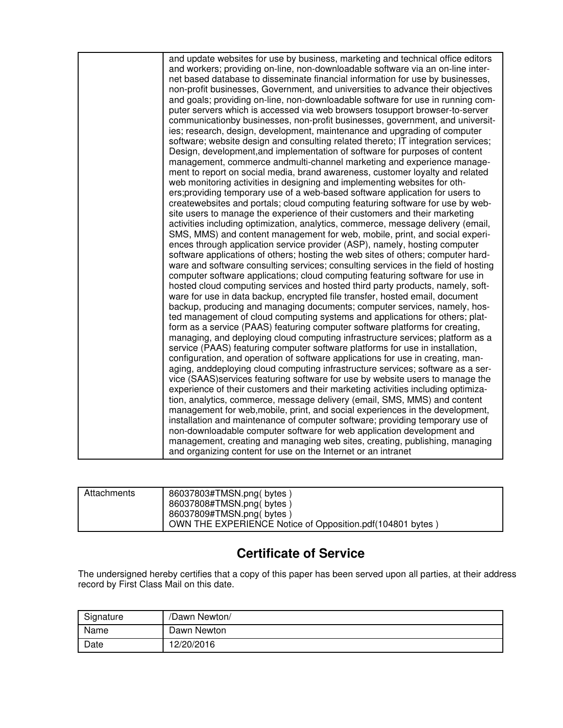| | |
|---|---|
| | and update websites for use by business, marketing and technical office editors and workers; providing on-line, non-downloadable software via an on-line internet based database to disseminate financial information for use by businesses, non-profit businesses, Government, and universities to advance their objectives and goals; providing on-line, non-downloadable software for use in running computer servers which is accessed via web browsers tosupport browser-to-server communicationby businesses, non-profit businesses, government, and universities; research, design, development, maintenance and upgrading of computer software; website design and consulting related thereto; IT integration services; Design, development,and implementation of software for purposes of content management, commerce andmulti-channel marketing and experience management to report on social media, brand awareness, customer loyalty and related web monitoring activities in designing and implementing websites for others;providing temporary use of a web-based software application for users to createwebsites and portals; cloud computing featuring software for use by website users to manage the experience of their customers and their marketing activities including optimization, analytics, commerce, message delivery (email, SMS, MMS) and content management for web, mobile, print, and social experiences through application service provider (ASP), namely, hosting computer software applications of others; hosting the web sites of others; computer hardware and software consulting services; consulting services in the field of hosting computer software applications; cloud computing featuring software for use in hosted cloud computing services and hosted third party products, namely, software for use in data backup, encrypted file transfer, hosted email, document backup, producing and managing documents; computer services, namely, hosted management of cloud computing systems and applications for others; platform as a service (PAAS) featuring computer software platforms for creating, managing, and deploying cloud computing infrastructure services; platform as a service (PAAS) featuring computer software platforms for use in installation, configuration, and operation of software applications for use in creating, managing, anddeploying cloud computing infrastructure services; software as a service (SAAS)services featuring software for use by website users to manage the experience of their customers and their marketing activities including optimization, analytics, commerce, message delivery (email, SMS, MMS) and content management for web,mobile, print, and social experiences in the development, installation and maintenance of computer software; providing temporary use of non-downloadable computer software for web application development and management, creating and managing web sites, creating, publishing, managing and organizing content for use on the Internet or an intranet |

| | |
|---|---|
| Attachments | 86037803#TMSN.png( bytes )<br>86037808#TMSN.png( bytes )<br>86037809#TMSN.png( bytes )<br>OWN THE EXPERIENCE Notice of Opposition.pdf(104801 bytes ) |

## Certificate of Service

The undersigned hereby certifies that a copy of this paper has been served upon all parties, at their address record by First Class Mail on this date.

| | |
|---|---|
| Signature | /Dawn Newton/ |
| Name | Dawn Newton |
| Date | 12/20/2016 |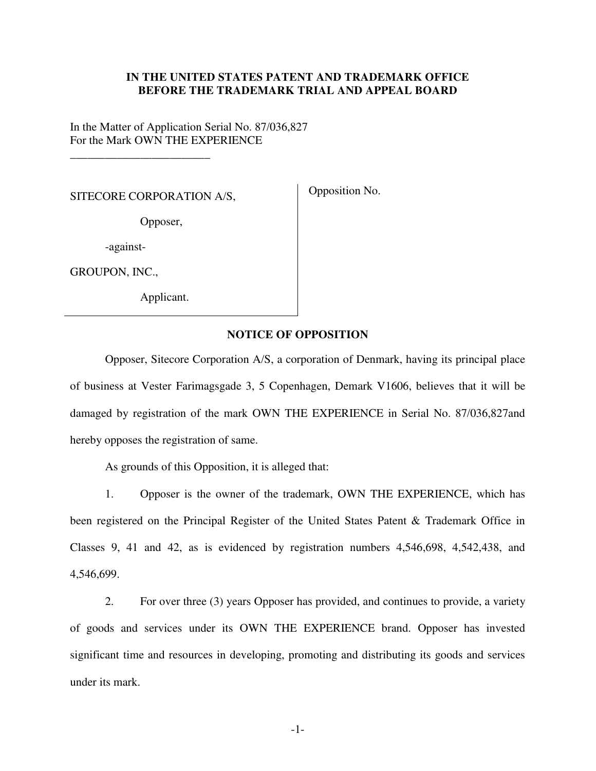**IN THE UNITED STATES PATENT AND TRADEMARK OFFICE**
**BEFORE THE TRADEMARK TRIAL AND APPEAL BOARD**

In the Matter of Application Serial No. 87/036,827
For the Mark OWN THE EXPERIENCE

________________________

SITECORE CORPORATION A/S,

Opposer,

-against-

GROUPON, INC.,

Applicant.

Opposition No.

## NOTICE OF OPPOSITION

Opposer, Sitecore Corporation A/S, a corporation of Denmark, having its principal place of business at Vester Farimagsgade 3, 5 Copenhagen, Demark V1606, believes that it will be damaged by registration of the mark OWN THE EXPERIENCE in Serial No. 87/036,827and hereby opposes the registration of same.

As grounds of this Opposition, it is alleged that:

1. Opposer is the owner of the trademark, OWN THE EXPERIENCE, which has been registered on the Principal Register of the United States Patent & Trademark Office in Classes 9, 41 and 42, as is evidenced by registration numbers 4,546,698, 4,542,438, and 4,546,699.

2. For over three (3) years Opposer has provided, and continues to provide, a variety of goods and services under its OWN THE EXPERIENCE brand. Opposer has invested significant time and resources in developing, promoting and distributing its goods and services under its mark.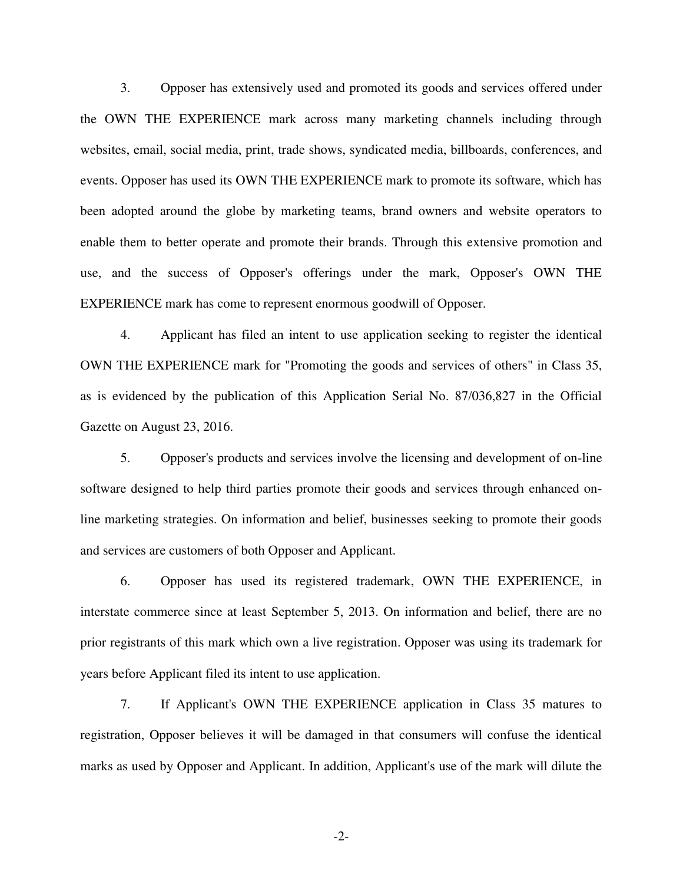3. Opposer has extensively used and promoted its goods and services offered under the OWN THE EXPERIENCE mark across many marketing channels including through websites, email, social media, print, trade shows, syndicated media, billboards, conferences, and events. Opposer has used its OWN THE EXPERIENCE mark to promote its software, which has been adopted around the globe by marketing teams, brand owners and website operators to enable them to better operate and promote their brands. Through this extensive promotion and use, and the success of Opposer's offerings under the mark, Opposer's OWN THE EXPERIENCE mark has come to represent enormous goodwill of Opposer.

4. Applicant has filed an intent to use application seeking to register the identical OWN THE EXPERIENCE mark for "Promoting the goods and services of others" in Class 35, as is evidenced by the publication of this Application Serial No. 87/036,827 in the Official Gazette on August 23, 2016.

5. Opposer's products and services involve the licensing and development of on-line software designed to help third parties promote their goods and services through enhanced on-line marketing strategies. On information and belief, businesses seeking to promote their goods and services are customers of both Opposer and Applicant.

6. Opposer has used its registered trademark, OWN THE EXPERIENCE, in interstate commerce since at least September 5, 2013. On information and belief, there are no prior registrants of this mark which own a live registration. Opposer was using its trademark for years before Applicant filed its intent to use application.

7. If Applicant's OWN THE EXPERIENCE application in Class 35 matures to registration, Opposer believes it will be damaged in that consumers will confuse the identical marks as used by Opposer and Applicant. In addition, Applicant's use of the mark will dilute the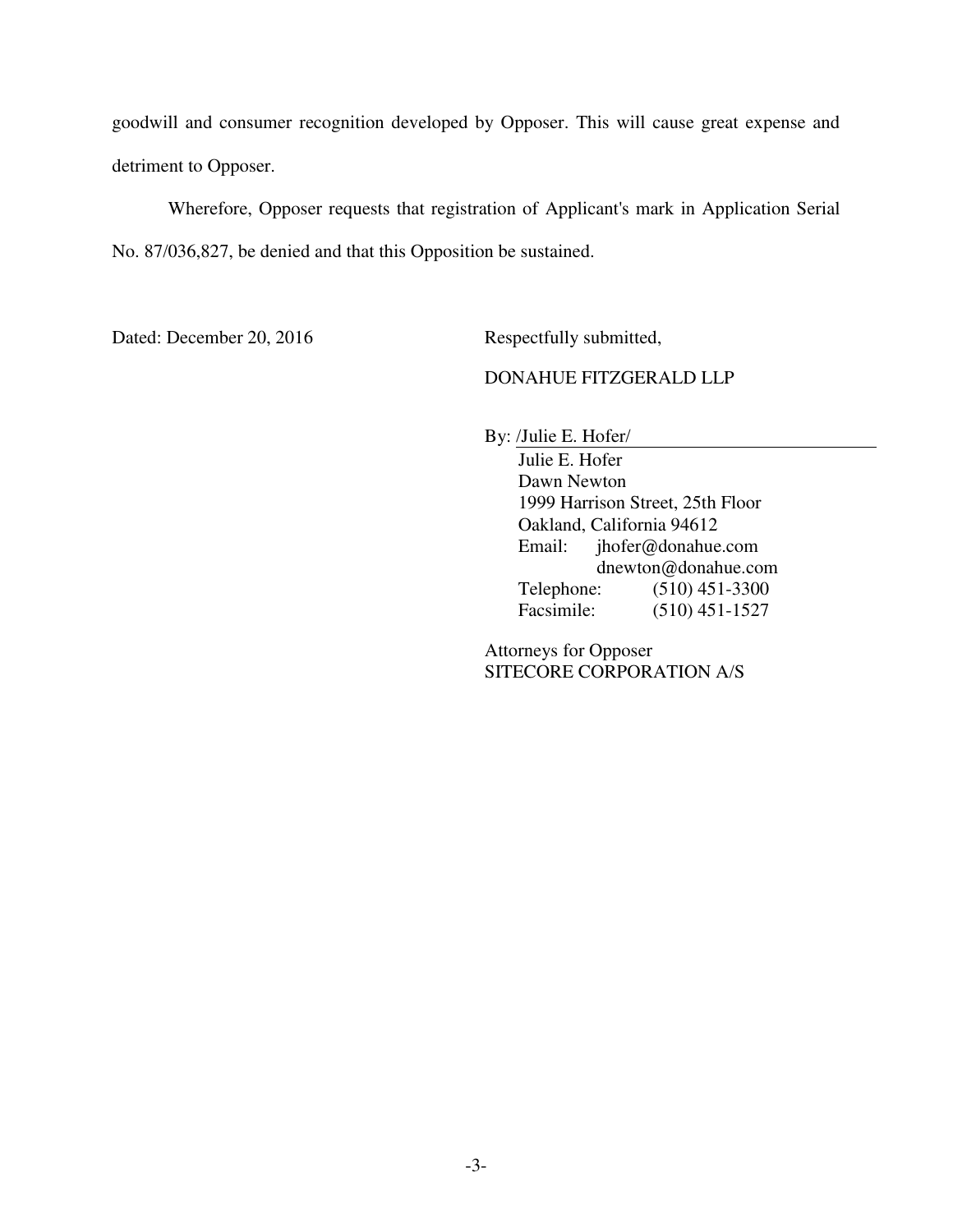goodwill and consumer recognition developed by Opposer. This will cause great expense and detriment to Opposer.

Wherefore, Opposer requests that registration of Applicant's mark in Application Serial No. 87/036,827, be denied and that this Opposition be sustained.

Dated: December 20, 2016

Respectfully submitted,

DONAHUE FITZGERALD LLP

By: /Julie E. Hofer/

Julie E. Hofer
Dawn Newton
1999 Harrison Street, 25th Floor
Oakland, California 94612
Email: jhofer@donahue.com
dnewton@donahue.com
Telephone: (510) 451-3300
Facsimile: (510) 451-1527

Attorneys for Opposer
SITECORE CORPORATION A/S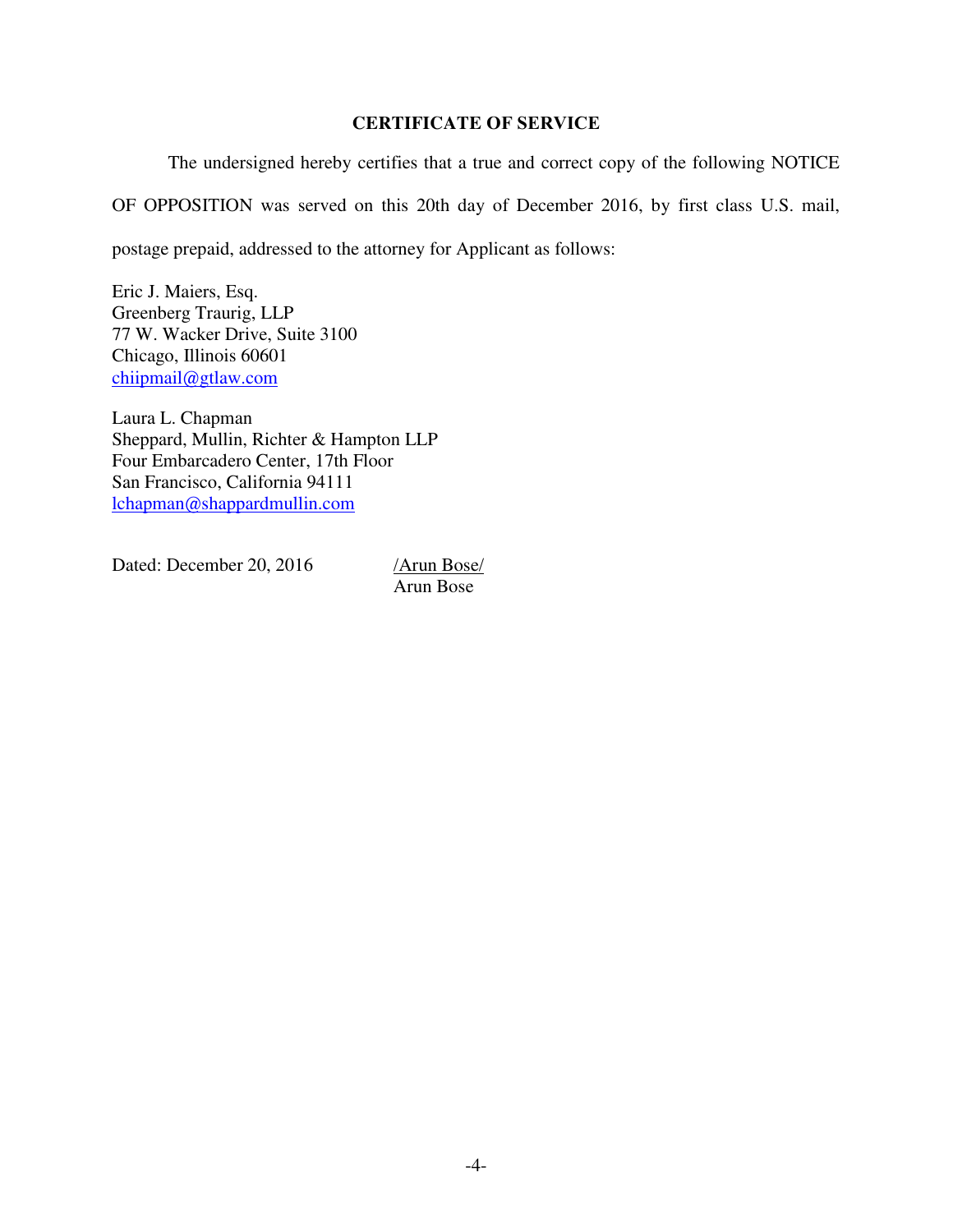## CERTIFICATE OF SERVICE

The undersigned hereby certifies that a true and correct copy of the following NOTICE OF OPPOSITION was served on this 20th day of December 2016, by first class U.S. mail, postage prepaid, addressed to the attorney for Applicant as follows:

Eric J. Maiers, Esq.
Greenberg Traurig, LLP
77 W. Wacker Drive, Suite 3100
Chicago, Illinois 60601
chiipmail@gtlaw.com

Laura L. Chapman
Sheppard, Mullin, Richter & Hampton LLP
Four Embarcadero Center, 17th Floor
San Francisco, California 94111
lchapman@shappardmullin.com

Dated: December 20, 2016 /Arun Bose/
Arun Bose